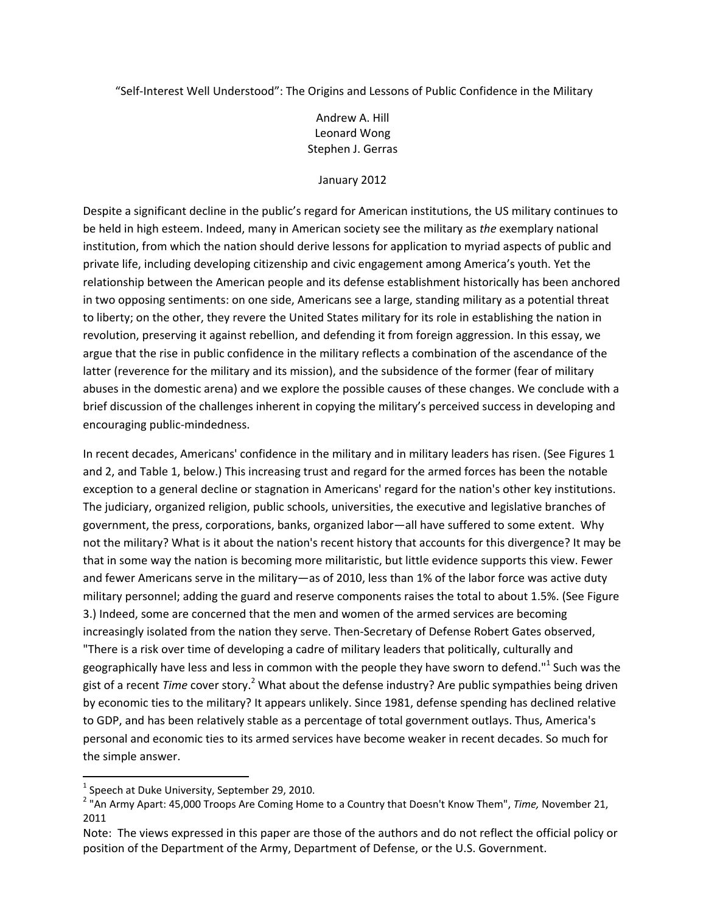# “Self-Interest Well Understood”: The Origins and Lessons of Public Confidence in the Military

Andrew A. Hill
Leonard Wong
Stephen J. Gerras

January 2012

Despite a significant decline in the public’s regard for American institutions, the US military continues to be held in high esteem. Indeed, many in American society see the military as *the* exemplary national institution, from which the nation should derive lessons for application to myriad aspects of public and private life, including developing citizenship and civic engagement among America’s youth. Yet the relationship between the American people and its defense establishment historically has been anchored in two opposing sentiments: on one side, Americans see a large, standing military as a potential threat to liberty; on the other, they revere the United States military for its role in establishing the nation in revolution, preserving it against rebellion, and defending it from foreign aggression. In this essay, we argue that the rise in public confidence in the military reflects a combination of the ascendance of the latter (reverence for the military and its mission), and the subsidence of the former (fear of military abuses in the domestic arena) and we explore the possible causes of these changes. We conclude with a brief discussion of the challenges inherent in copying the military’s perceived success in developing and encouraging public-mindedness.

In recent decades, Americans' confidence in the military and in military leaders has risen. (See Figures 1 and 2, and Table 1, below.) This increasing trust and regard for the armed forces has been the notable exception to a general decline or stagnation in Americans' regard for the nation's other key institutions. The judiciary, organized religion, public schools, universities, the executive and legislative branches of government, the press, corporations, banks, organized labor—all have suffered to some extent. Why not the military? What is it about the nation's recent history that accounts for this divergence? It may be that in some way the nation is becoming more militaristic, but little evidence supports this view. Fewer and fewer Americans serve in the military—as of 2010, less than 1% of the labor force was active duty military personnel; adding the guard and reserve components raises the total to about 1.5%. (See Figure 3.) Indeed, some are concerned that the men and women of the armed services are becoming increasingly isolated from the nation they serve. Then-Secretary of Defense Robert Gates observed, "There is a risk over time of developing a cadre of military leaders that politically, culturally and geographically have less and less in common with the people they have sworn to defend."[1] Such was the gist of a recent *Time* cover story.[2] What about the defense industry? Are public sympathies being driven by economic ties to the military? It appears unlikely. Since 1981, defense spending has declined relative to GDP, and has been relatively stable as a percentage of total government outlays. Thus, America's personal and economic ties to its armed services have become weaker in recent decades. So much for the simple answer.

---

[1] Speech at Duke University, September 29, 2010.

[2] "An Army Apart: 45,000 Troops Are Coming Home to a Country that Doesn't Know Them", *Time,* November 21, 2011

Note: The views expressed in this paper are those of the authors and do not reflect the official policy or position of the Department of the Army, Department of Defense, or the U.S. Government.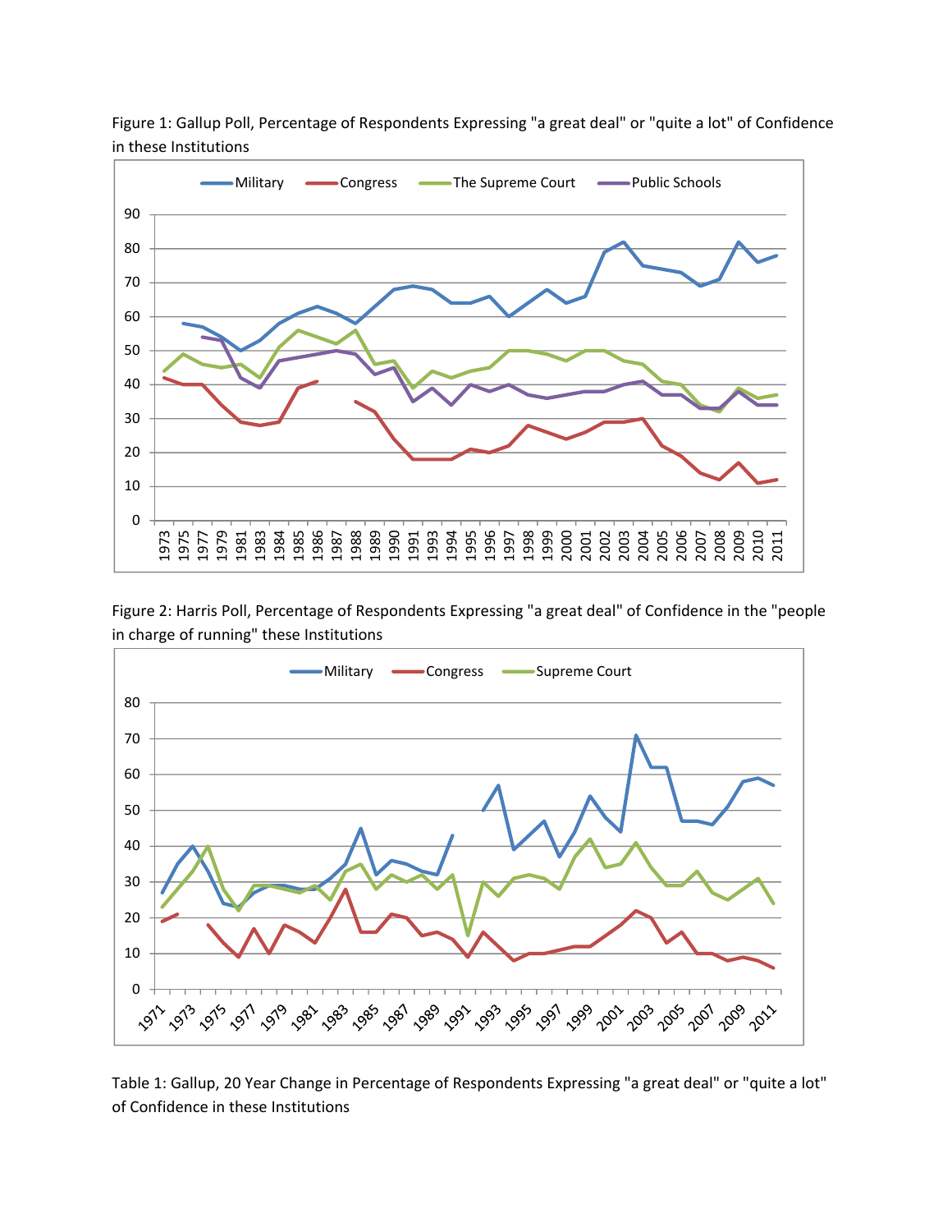Figure 1: Gallup Poll, Percentage of Respondents Expressing "a great deal" or "quite a lot" of Confidence in these Institutions

Figure 2: Harris Poll, Percentage of Respondents Expressing "a great deal" of Confidence in the "people in charge of running" these Institutions

Table 1: Gallup, 20 Year Change in Percentage of Respondents Expressing "a great deal" or "quite a lot" of Confidence in these Institutions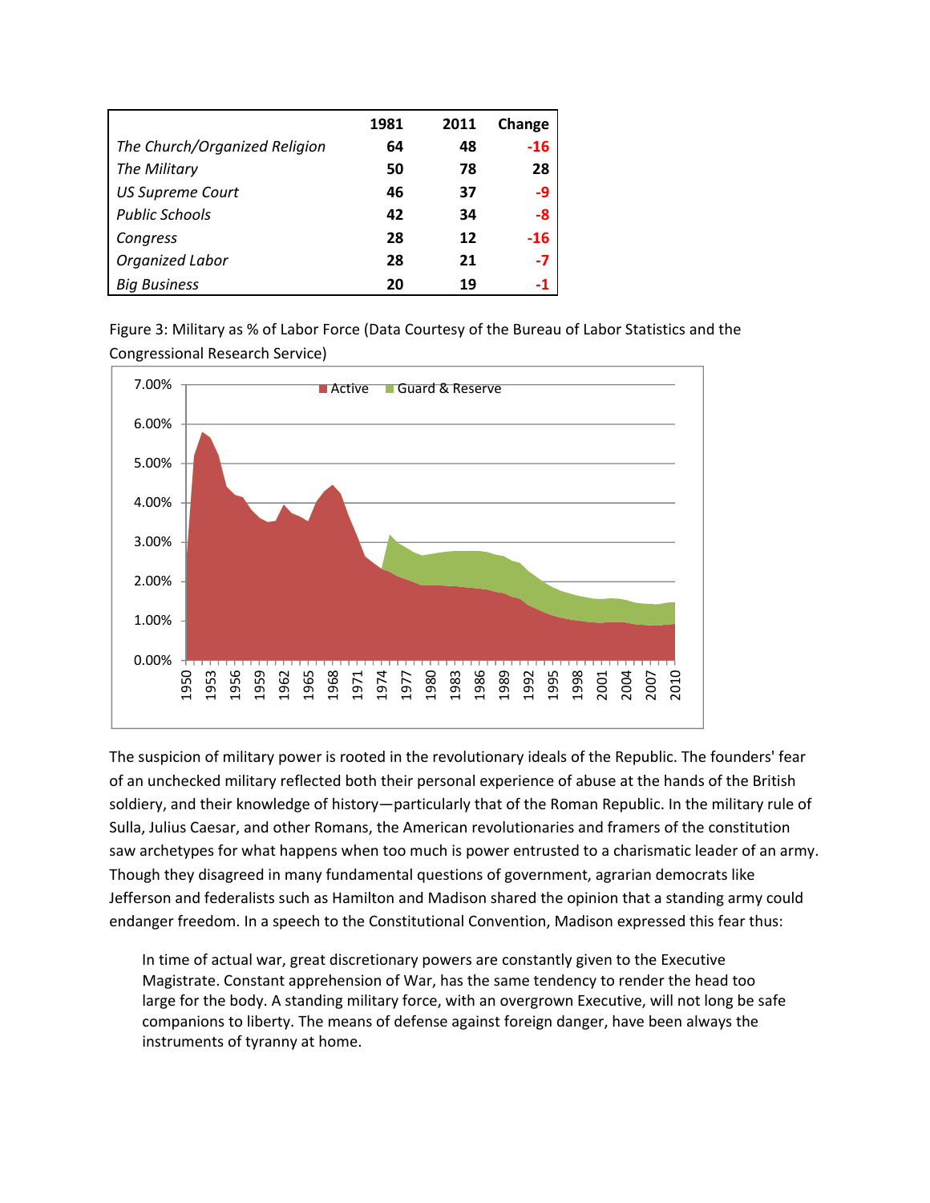| | 1981 | 2011 | Change |
|---|---|---|---|
| *The Church/Organized Religion* | 64 | 48 | -16 |
| *The Military* | 50 | 78 | 28 |
| *US Supreme Court* | 46 | 37 | -9 |
| *Public Schools* | 42 | 34 | -8 |
| *Congress* | 28 | 12 | -16 |
| *Organized Labor* | 28 | 21 | -7 |
| *Big Business* | 20 | 19 | -1 |

Figure 3: Military as % of Labor Force (Data Courtesy of the Bureau of Labor Statistics and the Congressional Research Service)

The suspicion of military power is rooted in the revolutionary ideals of the Republic. The founders' fear of an unchecked military reflected both their personal experience of abuse at the hands of the British soldiery, and their knowledge of history—particularly that of the Roman Republic. In the military rule of Sulla, Julius Caesar, and other Romans, the American revolutionaries and framers of the constitution saw archetypes for what happens when too much is power entrusted to a charismatic leader of an army. Though they disagreed in many fundamental questions of government, agrarian democrats like Jefferson and federalists such as Hamilton and Madison shared the opinion that a standing army could endanger freedom. In a speech to the Constitutional Convention, Madison expressed this fear thus:

> In time of actual war, great discretionary powers are constantly given to the Executive Magistrate. Constant apprehension of War, has the same tendency to render the head too large for the body. A standing military force, with an overgrown Executive, will not long be safe companions to liberty. The means of defense against foreign danger, have been always the instruments of tyranny at home.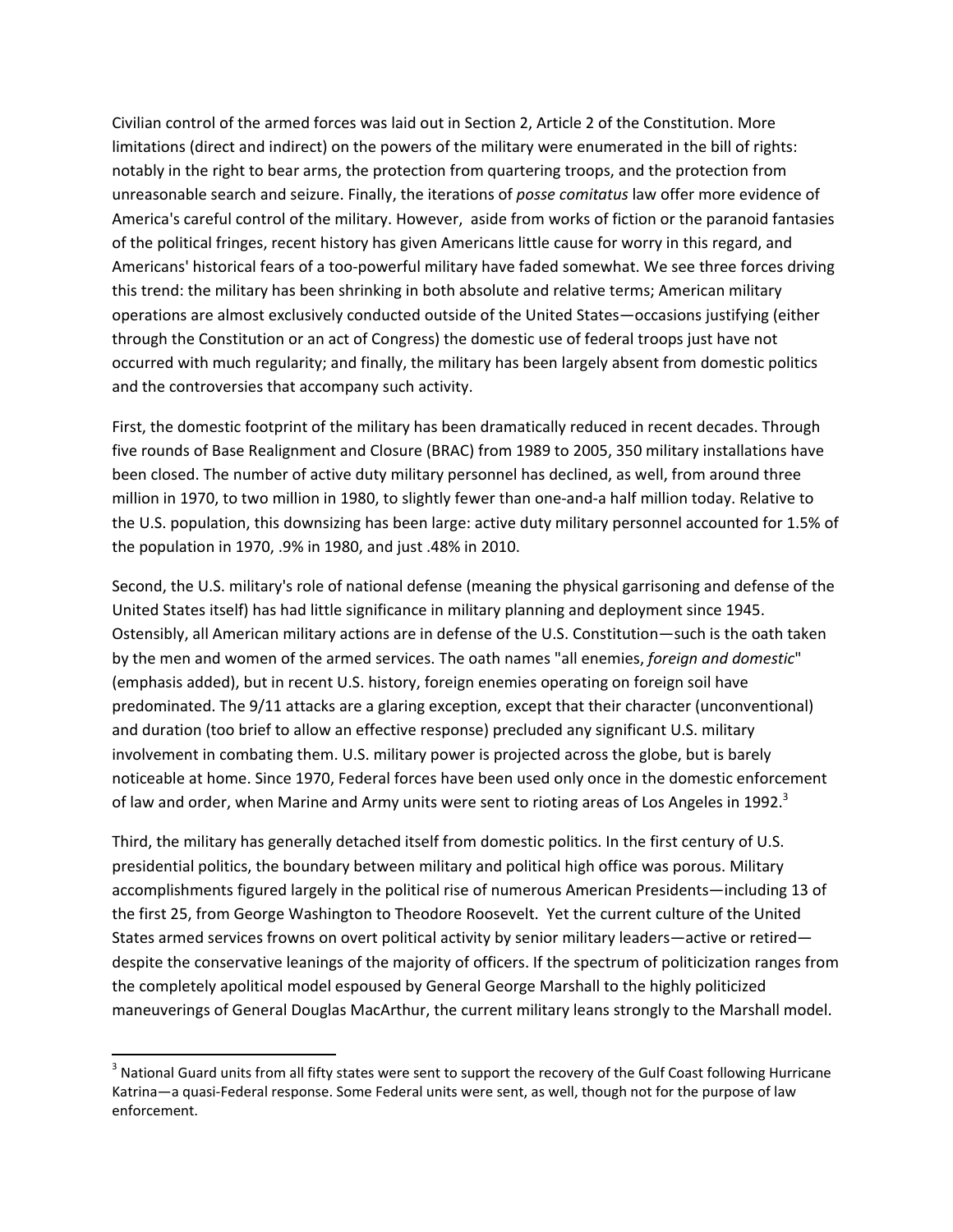Civilian control of the armed forces was laid out in Section 2, Article 2 of the Constitution. More limitations (direct and indirect) on the powers of the military were enumerated in the bill of rights: notably in the right to bear arms, the protection from quartering troops, and the protection from unreasonable search and seizure. Finally, the iterations of *posse comitatus* law offer more evidence of America's careful control of the military. However, aside from works of fiction or the paranoid fantasies of the political fringes, recent history has given Americans little cause for worry in this regard, and Americans' historical fears of a too-powerful military have faded somewhat. We see three forces driving this trend: the military has been shrinking in both absolute and relative terms; American military operations are almost exclusively conducted outside of the United States—occasions justifying (either through the Constitution or an act of Congress) the domestic use of federal troops just have not occurred with much regularity; and finally, the military has been largely absent from domestic politics and the controversies that accompany such activity.

First, the domestic footprint of the military has been dramatically reduced in recent decades. Through five rounds of Base Realignment and Closure (BRAC) from 1989 to 2005, 350 military installations have been closed. The number of active duty military personnel has declined, as well, from around three million in 1970, to two million in 1980, to slightly fewer than one-and-a half million today. Relative to the U.S. population, this downsizing has been large: active duty military personnel accounted for 1.5% of the population in 1970, .9% in 1980, and just .48% in 2010.

Second, the U.S. military's role of national defense (meaning the physical garrisoning and defense of the United States itself) has had little significance in military planning and deployment since 1945. Ostensibly, all American military actions are in defense of the U.S. Constitution—such is the oath taken by the men and women of the armed services. The oath names "all enemies, *foreign and domestic*" (emphasis added), but in recent U.S. history, foreign enemies operating on foreign soil have predominated. The 9/11 attacks are a glaring exception, except that their character (unconventional) and duration (too brief to allow an effective response) precluded any significant U.S. military involvement in combating them. U.S. military power is projected across the globe, but is barely noticeable at home. Since 1970, Federal forces have been used only once in the domestic enforcement of law and order, when Marine and Army units were sent to rioting areas of Los Angeles in 1992.[3]

Third, the military has generally detached itself from domestic politics. In the first century of U.S. presidential politics, the boundary between military and political high office was porous. Military accomplishments figured largely in the political rise of numerous American Presidents—including 13 of the first 25, from George Washington to Theodore Roosevelt. Yet the current culture of the United States armed services frowns on overt political activity by senior military leaders—active or retired—despite the conservative leanings of the majority of officers. If the spectrum of politicization ranges from the completely apolitical model espoused by General George Marshall to the highly politicized maneuverings of General Douglas MacArthur, the current military leans strongly to the Marshall model.

---

[3] National Guard units from all fifty states were sent to support the recovery of the Gulf Coast following Hurricane Katrina—a quasi-Federal response. Some Federal units were sent, as well, though not for the purpose of law enforcement.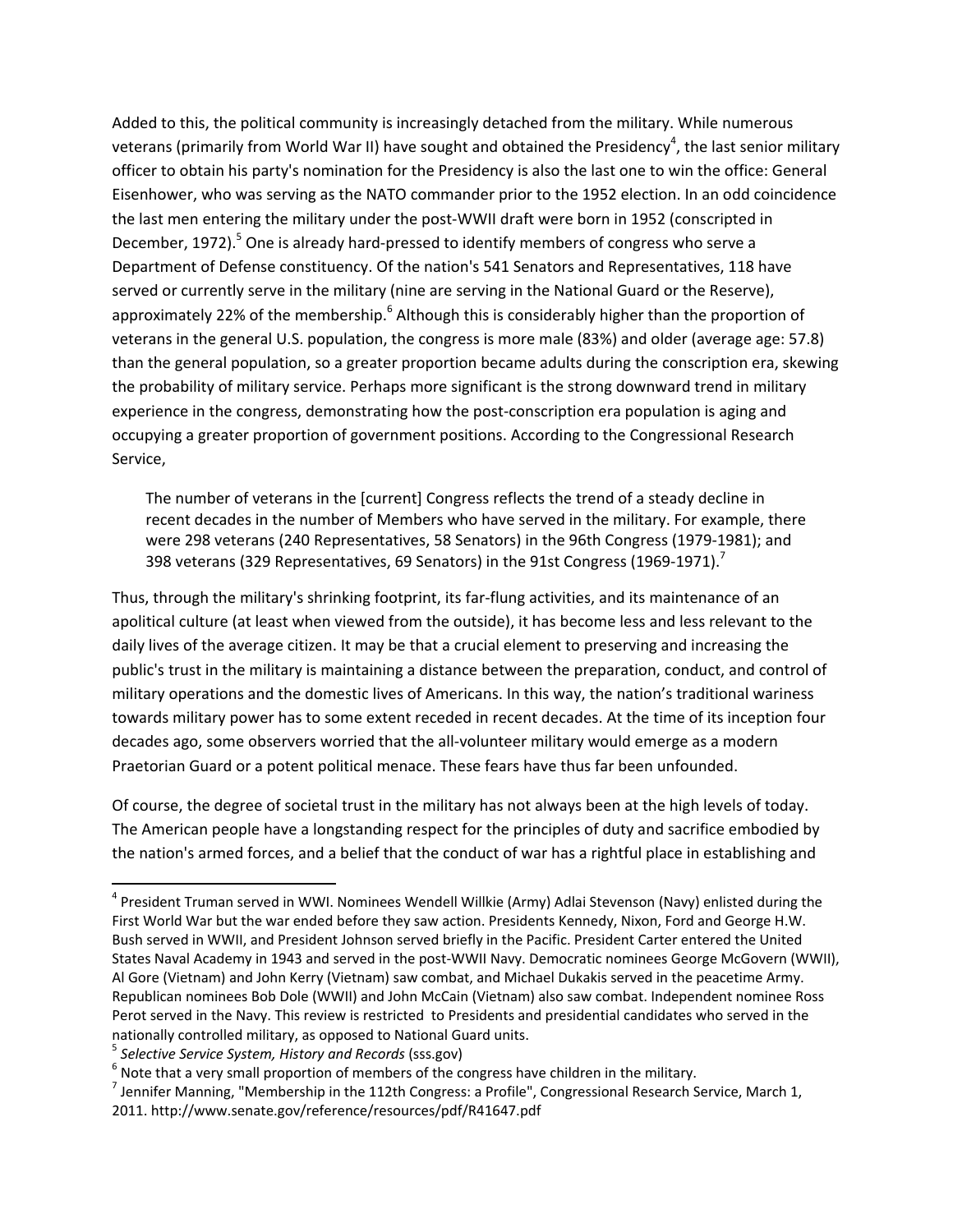Added to this, the political community is increasingly detached from the military. While numerous veterans (primarily from World War II) have sought and obtained the Presidency[4], the last senior military officer to obtain his party's nomination for the Presidency is also the last one to win the office: General Eisenhower, who was serving as the NATO commander prior to the 1952 election. In an odd coincidence the last men entering the military under the post-WWII draft were born in 1952 (conscripted in December, 1972).[5] One is already hard-pressed to identify members of congress who serve a Department of Defense constituency. Of the nation's 541 Senators and Representatives, 118 have served or currently serve in the military (nine are serving in the National Guard or the Reserve), approximately 22% of the membership.[6] Although this is considerably higher than the proportion of veterans in the general U.S. population, the congress is more male (83%) and older (average age: 57.8) than the general population, so a greater proportion became adults during the conscription era, skewing the probability of military service. Perhaps more significant is the strong downward trend in military experience in the congress, demonstrating how the post-conscription era population is aging and occupying a greater proportion of government positions. According to the Congressional Research Service,

> The number of veterans in the [current] Congress reflects the trend of a steady decline in recent decades in the number of Members who have served in the military. For example, there were 298 veterans (240 Representatives, 58 Senators) in the 96th Congress (1979-1981); and 398 veterans (329 Representatives, 69 Senators) in the 91st Congress (1969-1971).[7]

Thus, through the military's shrinking footprint, its far-flung activities, and its maintenance of an apolitical culture (at least when viewed from the outside), it has become less and less relevant to the daily lives of the average citizen. It may be that a crucial element to preserving and increasing the public's trust in the military is maintaining a distance between the preparation, conduct, and control of military operations and the domestic lives of Americans. In this way, the nation's traditional wariness towards military power has to some extent receded in recent decades. At the time of its inception four decades ago, some observers worried that the all-volunteer military would emerge as a modern Praetorian Guard or a potent political menace. These fears have thus far been unfounded.

Of course, the degree of societal trust in the military has not always been at the high levels of today. The American people have a longstanding respect for the principles of duty and sacrifice embodied by the nation's armed forces, and a belief that the conduct of war has a rightful place in establishing and

---

[4] President Truman served in WWI. Nominees Wendell Willkie (Army) Adlai Stevenson (Navy) enlisted during the First World War but the war ended before they saw action. Presidents Kennedy, Nixon, Ford and George H.W. Bush served in WWII, and President Johnson served briefly in the Pacific. President Carter entered the United States Naval Academy in 1943 and served in the post-WWII Navy. Democratic nominees George McGovern (WWII), Al Gore (Vietnam) and John Kerry (Vietnam) saw combat, and Michael Dukakis served in the peacetime Army. Republican nominees Bob Dole (WWII) and John McCain (Vietnam) also saw combat. Independent nominee Ross Perot served in the Navy. This review is restricted to Presidents and presidential candidates who served in the nationally controlled military, as opposed to National Guard units.

[5] *Selective Service System, History and Records* (sss.gov)

[6] Note that a very small proportion of members of the congress have children in the military.

[7] Jennifer Manning, "Membership in the 112th Congress: a Profile", Congressional Research Service, March 1, 2011. http://www.senate.gov/reference/resources/pdf/R41647.pdf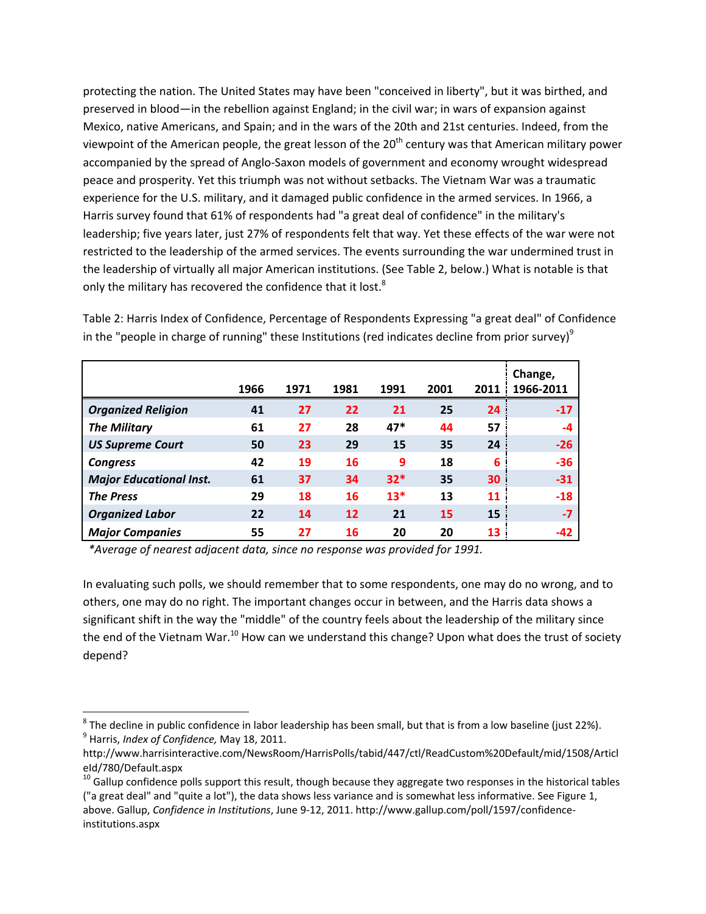protecting the nation. The United States may have been "conceived in liberty", but it was birthed, and preserved in blood—in the rebellion against England; in the civil war; in wars of expansion against Mexico, native Americans, and Spain; and in the wars of the 20th and 21st centuries. Indeed, from the viewpoint of the American people, the great lesson of the 20th century was that American military power accompanied by the spread of Anglo-Saxon models of government and economy wrought widespread peace and prosperity. Yet this triumph was not without setbacks. The Vietnam War was a traumatic experience for the U.S. military, and it damaged public confidence in the armed services. In 1966, a Harris survey found that 61% of respondents had "a great deal of confidence" in the military's leadership; five years later, just 27% of respondents felt that way. Yet these effects of the war were not restricted to the leadership of the armed services. The events surrounding the war undermined trust in the leadership of virtually all major American institutions. (See Table 2, below.) What is notable is that only the military has recovered the confidence that it lost.[8]

Table 2: Harris Index of Confidence, Percentage of Respondents Expressing "a great deal" of Confidence in the "people in charge of running" these Institutions (red indicates decline from prior survey)[9]

| | 1966 | 1971 | 1981 | 1991 | 2001 | 2011 | Change, 1966-2011 |
|---|---|---|---|---|---|---|---|
| ***Organized Religion*** | 41 | 27 | 22 | 21 | 25 | 24 | -17 |
| ***The Military*** | 61 | 27 | 28 | 47* | 44 | 57 | -4 |
| ***US Supreme Court*** | 50 | 23 | 29 | 15 | 35 | 24 | -26 |
| ***Congress*** | 42 | 19 | 16 | 9 | 18 | 6 | -36 |
| ***Major Educational Inst.*** | 61 | 37 | 34 | 32* | 35 | 30 | -31 |
| ***The Press*** | 29 | 18 | 16 | 13* | 13 | 11 | -18 |
| ***Organized Labor*** | 22 | 14 | 12 | 21 | 15 | 15 | -7 |
| ***Major Companies*** | 55 | 27 | 16 | 20 | 20 | 13 | -42 |

*\*Average of nearest adjacent data, since no response was provided for 1991.*

In evaluating such polls, we should remember that to some respondents, one may do no wrong, and to others, one may do no right. The important changes occur in between, and the Harris data shows a significant shift in the way the "middle" of the country feels about the leadership of the military since the end of the Vietnam War.[10] How can we understand this change? Upon what does the trust of society depend?

[8] The decline in public confidence in labor leadership has been small, but that is from a low baseline (just 22%).

[9] Harris, *Index of Confidence,* May 18, 2011. http://www.harrisinteractive.com/NewsRoom/HarrisPolls/tabid/447/ctl/ReadCustom%20Default/mid/1508/ArticleId/780/Default.aspx

[10] Gallup confidence polls support this result, though because they aggregate two responses in the historical tables ("a great deal" and "quite a lot"), the data shows less variance and is somewhat less informative. See Figure 1, above. Gallup, *Confidence in Institutions*, June 9-12, 2011. http://www.gallup.com/poll/1597/confidence-institutions.aspx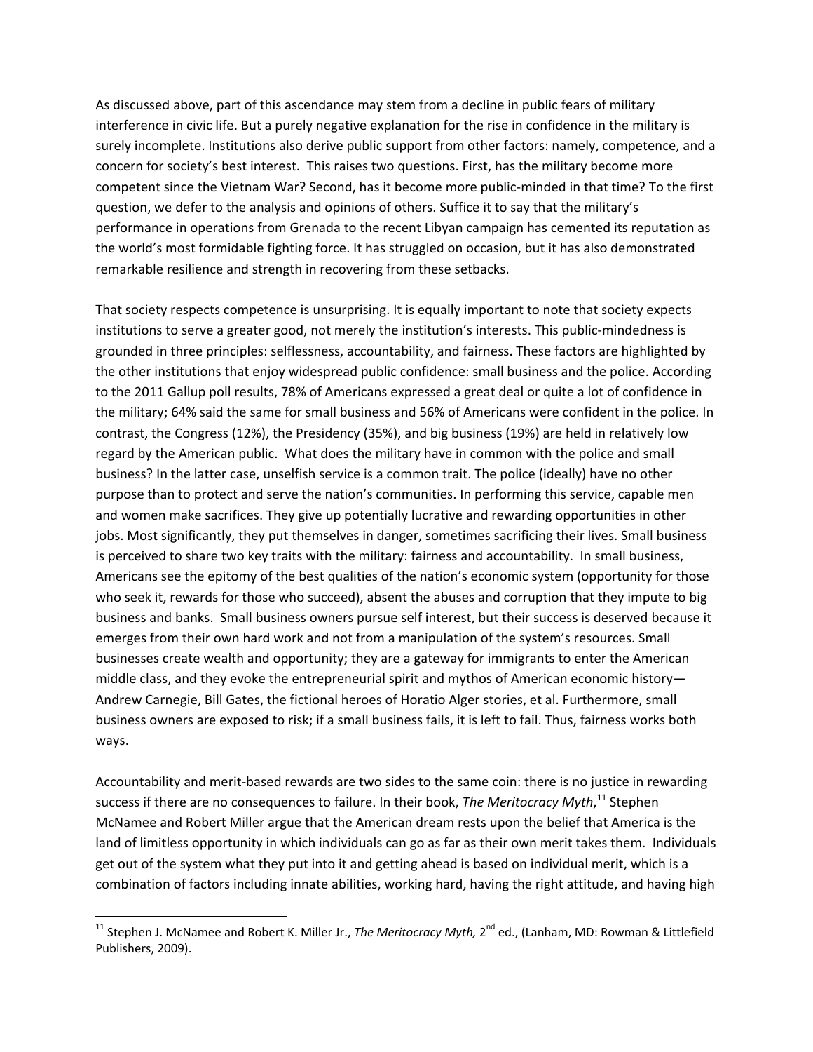As discussed above, part of this ascendance may stem from a decline in public fears of military interference in civic life. But a purely negative explanation for the rise in confidence in the military is surely incomplete. Institutions also derive public support from other factors: namely, competence, and a concern for society's best interest. This raises two questions. First, has the military become more competent since the Vietnam War? Second, has it become more public-minded in that time? To the first question, we defer to the analysis and opinions of others. Suffice it to say that the military's performance in operations from Grenada to the recent Libyan campaign has cemented its reputation as the world's most formidable fighting force. It has struggled on occasion, but it has also demonstrated remarkable resilience and strength in recovering from these setbacks.

That society respects competence is unsurprising. It is equally important to note that society expects institutions to serve a greater good, not merely the institution's interests. This public-mindedness is grounded in three principles: selflessness, accountability, and fairness. These factors are highlighted by the other institutions that enjoy widespread public confidence: small business and the police. According to the 2011 Gallup poll results, 78% of Americans expressed a great deal or quite a lot of confidence in the military; 64% said the same for small business and 56% of Americans were confident in the police. In contrast, the Congress (12%), the Presidency (35%), and big business (19%) are held in relatively low regard by the American public. What does the military have in common with the police and small business? In the latter case, unselfish service is a common trait. The police (ideally) have no other purpose than to protect and serve the nation's communities. In performing this service, capable men and women make sacrifices. They give up potentially lucrative and rewarding opportunities in other jobs. Most significantly, they put themselves in danger, sometimes sacrificing their lives. Small business is perceived to share two key traits with the military: fairness and accountability. In small business, Americans see the epitomy of the best qualities of the nation's economic system (opportunity for those who seek it, rewards for those who succeed), absent the abuses and corruption that they impute to big business and banks. Small business owners pursue self interest, but their success is deserved because it emerges from their own hard work and not from a manipulation of the system's resources. Small businesses create wealth and opportunity; they are a gateway for immigrants to enter the American middle class, and they evoke the entrepreneurial spirit and mythos of American economic history—Andrew Carnegie, Bill Gates, the fictional heroes of Horatio Alger stories, et al. Furthermore, small business owners are exposed to risk; if a small business fails, it is left to fail. Thus, fairness works both ways.

Accountability and merit-based rewards are two sides to the same coin: there is no justice in rewarding success if there are no consequences to failure. In their book, *The Meritocracy Myth*,[11] Stephen McNamee and Robert Miller argue that the American dream rests upon the belief that America is the land of limitless opportunity in which individuals can go as far as their own merit takes them. Individuals get out of the system what they put into it and getting ahead is based on individual merit, which is a combination of factors including innate abilities, working hard, having the right attitude, and having high

[11] Stephen J. McNamee and Robert K. Miller Jr., *The Meritocracy Myth,* 2nd ed., (Lanham, MD: Rowman & Littlefield Publishers, 2009).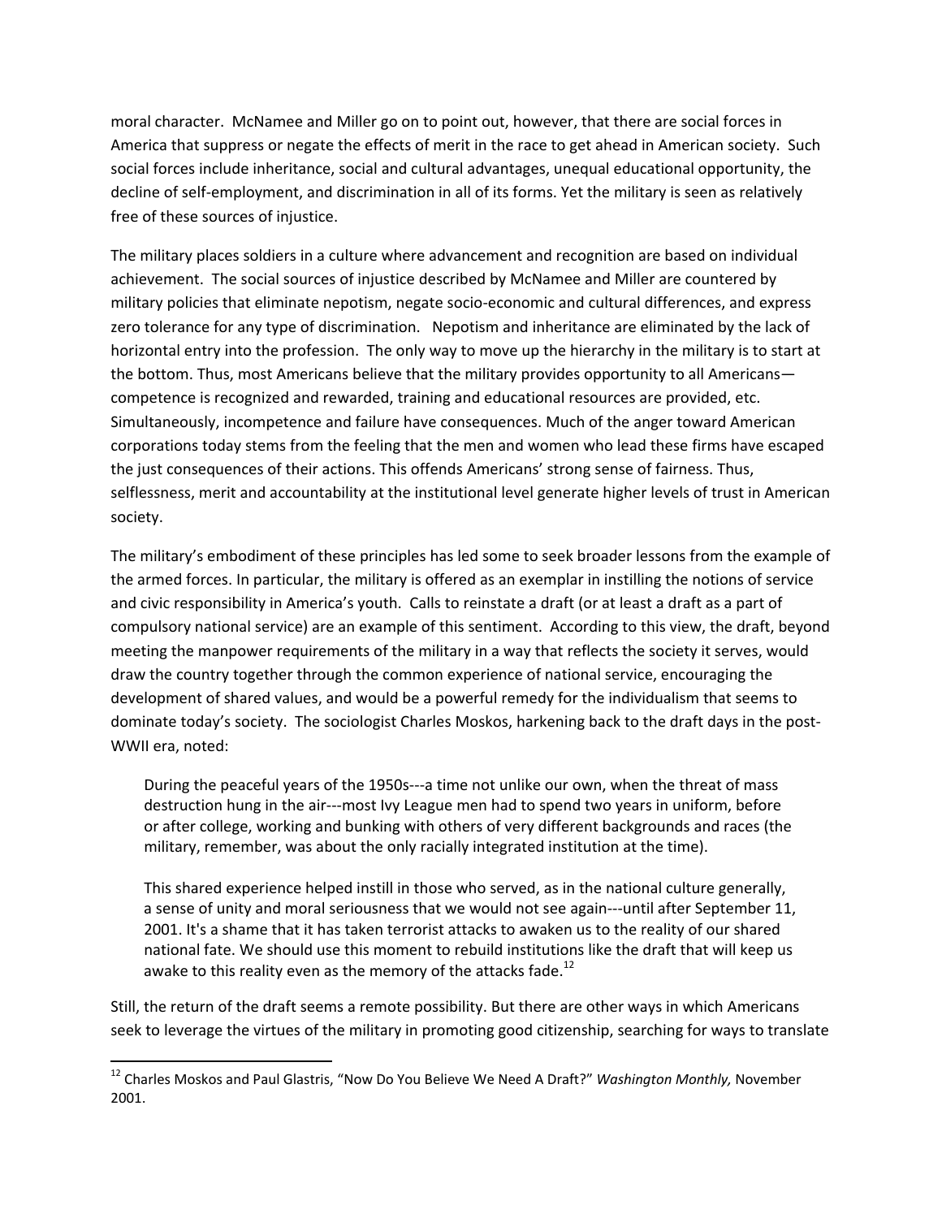moral character. McNamee and Miller go on to point out, however, that there are social forces in America that suppress or negate the effects of merit in the race to get ahead in American society. Such social forces include inheritance, social and cultural advantages, unequal educational opportunity, the decline of self-employment, and discrimination in all of its forms. Yet the military is seen as relatively free of these sources of injustice.

The military places soldiers in a culture where advancement and recognition are based on individual achievement. The social sources of injustice described by McNamee and Miller are countered by military policies that eliminate nepotism, negate socio-economic and cultural differences, and express zero tolerance for any type of discrimination. Nepotism and inheritance are eliminated by the lack of horizontal entry into the profession. The only way to move up the hierarchy in the military is to start at the bottom. Thus, most Americans believe that the military provides opportunity to all Americans—competence is recognized and rewarded, training and educational resources are provided, etc. Simultaneously, incompetence and failure have consequences. Much of the anger toward American corporations today stems from the feeling that the men and women who lead these firms have escaped the just consequences of their actions. This offends Americans' strong sense of fairness. Thus, selflessness, merit and accountability at the institutional level generate higher levels of trust in American society.

The military's embodiment of these principles has led some to seek broader lessons from the example of the armed forces. In particular, the military is offered as an exemplar in instilling the notions of service and civic responsibility in America's youth. Calls to reinstate a draft (or at least a draft as a part of compulsory national service) are an example of this sentiment. According to this view, the draft, beyond meeting the manpower requirements of the military in a way that reflects the society it serves, would draw the country together through the common experience of national service, encouraging the development of shared values, and would be a powerful remedy for the individualism that seems to dominate today's society. The sociologist Charles Moskos, harkening back to the draft days in the post-WWII era, noted:

> During the peaceful years of the 1950s---a time not unlike our own, when the threat of mass destruction hung in the air---most Ivy League men had to spend two years in uniform, before or after college, working and bunking with others of very different backgrounds and races (the military, remember, was about the only racially integrated institution at the time).
>
> This shared experience helped instill in those who served, as in the national culture generally, a sense of unity and moral seriousness that we would not see again---until after September 11, 2001. It's a shame that it has taken terrorist attacks to awaken us to the reality of our shared national fate. We should use this moment to rebuild institutions like the draft that will keep us awake to this reality even as the memory of the attacks fade.[12]

Still, the return of the draft seems a remote possibility. But there are other ways in which Americans seek to leverage the virtues of the military in promoting good citizenship, searching for ways to translate

[12] Charles Moskos and Paul Glastris, "Now Do You Believe We Need A Draft?" *Washington Monthly,* November 2001.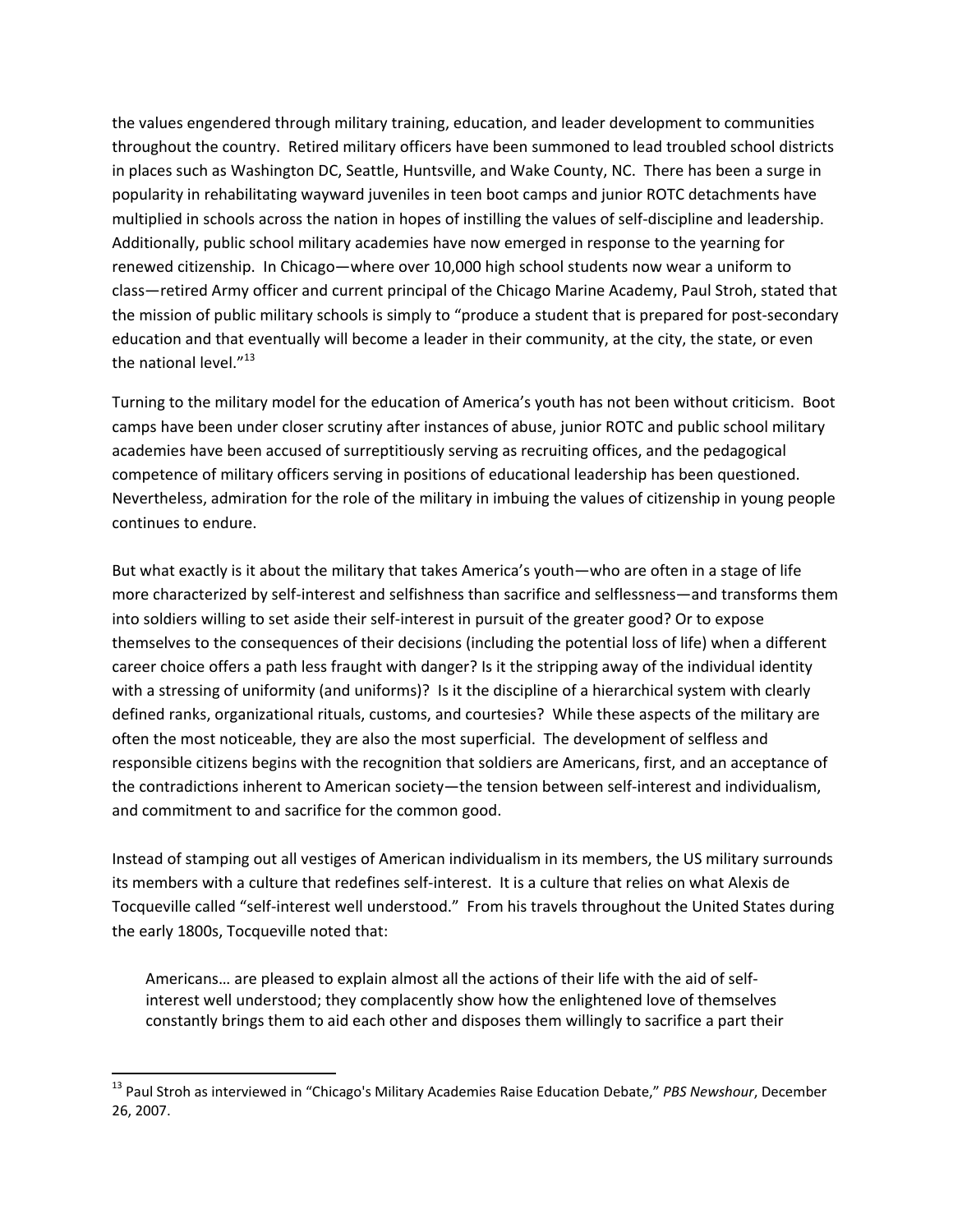the values engendered through military training, education, and leader development to communities throughout the country. Retired military officers have been summoned to lead troubled school districts in places such as Washington DC, Seattle, Huntsville, and Wake County, NC. There has been a surge in popularity in rehabilitating wayward juveniles in teen boot camps and junior ROTC detachments have multiplied in schools across the nation in hopes of instilling the values of self-discipline and leadership. Additionally, public school military academies have now emerged in response to the yearning for renewed citizenship. In Chicago—where over 10,000 high school students now wear a uniform to class—retired Army officer and current principal of the Chicago Marine Academy, Paul Stroh, stated that the mission of public military schools is simply to "produce a student that is prepared for post-secondary education and that eventually will become a leader in their community, at the city, the state, or even the national level."[13]

Turning to the military model for the education of America's youth has not been without criticism. Boot camps have been under closer scrutiny after instances of abuse, junior ROTC and public school military academies have been accused of surreptitiously serving as recruiting offices, and the pedagogical competence of military officers serving in positions of educational leadership has been questioned. Nevertheless, admiration for the role of the military in imbuing the values of citizenship in young people continues to endure.

But what exactly is it about the military that takes America's youth—who are often in a stage of life more characterized by self-interest and selfishness than sacrifice and selflessness—and transforms them into soldiers willing to set aside their self-interest in pursuit of the greater good? Or to expose themselves to the consequences of their decisions (including the potential loss of life) when a different career choice offers a path less fraught with danger? Is it the stripping away of the individual identity with a stressing of uniformity (and uniforms)? Is it the discipline of a hierarchical system with clearly defined ranks, organizational rituals, customs, and courtesies? While these aspects of the military are often the most noticeable, they are also the most superficial. The development of selfless and responsible citizens begins with the recognition that soldiers are Americans, first, and an acceptance of the contradictions inherent to American society—the tension between self-interest and individualism, and commitment to and sacrifice for the common good.

Instead of stamping out all vestiges of American individualism in its members, the US military surrounds its members with a culture that redefines self-interest. It is a culture that relies on what Alexis de Tocqueville called "self-interest well understood." From his travels throughout the United States during the early 1800s, Tocqueville noted that:

> Americans… are pleased to explain almost all the actions of their life with the aid of self-interest well understood; they complacently show how the enlightened love of themselves constantly brings them to aid each other and disposes them willingly to sacrifice a part their

---

[13] Paul Stroh as interviewed in "Chicago's Military Academies Raise Education Debate," *PBS Newshour*, December 26, 2007.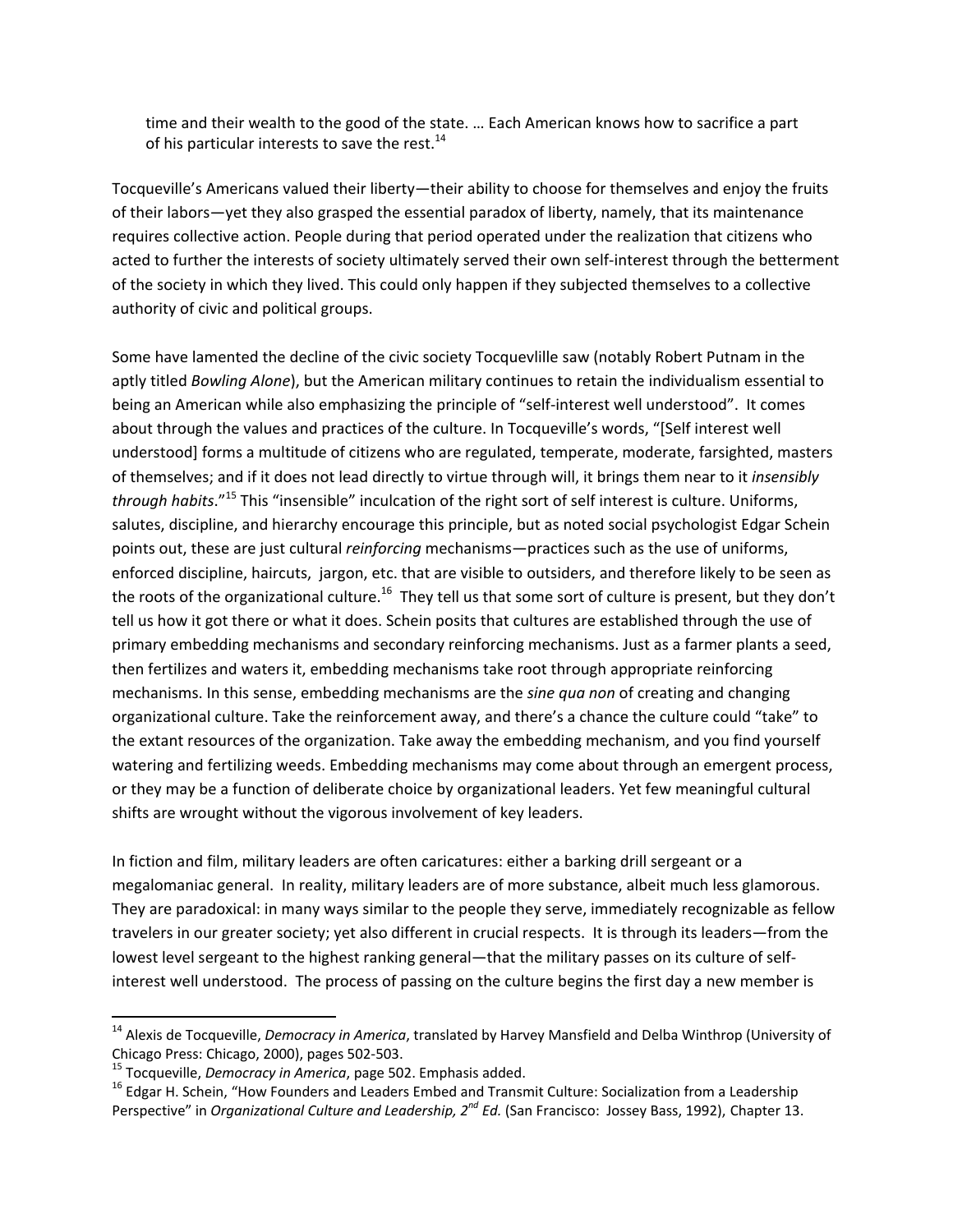> time and their wealth to the good of the state. … Each American knows how to sacrifice a part of his particular interests to save the rest.[14]

Tocqueville's Americans valued their liberty—their ability to choose for themselves and enjoy the fruits of their labors—yet they also grasped the essential paradox of liberty, namely, that its maintenance requires collective action. People during that period operated under the realization that citizens who acted to further the interests of society ultimately served their own self-interest through the betterment of the society in which they lived. This could only happen if they subjected themselves to a collective authority of civic and political groups.

Some have lamented the decline of the civic society Tocquevlille saw (notably Robert Putnam in the aptly titled *Bowling Alone*), but the American military continues to retain the individualism essential to being an American while also emphasizing the principle of "self-interest well understood". It comes about through the values and practices of the culture. In Tocqueville's words, "[Self interest well understood] forms a multitude of citizens who are regulated, temperate, moderate, farsighted, masters of themselves; and if it does not lead directly to virtue through will, it brings them near to it *insensibly through habits*."[15] This "insensible" inculcation of the right sort of self interest is culture. Uniforms, salutes, discipline, and hierarchy encourage this principle, but as noted social psychologist Edgar Schein points out, these are just cultural *reinforcing* mechanisms—practices such as the use of uniforms, enforced discipline, haircuts, jargon, etc. that are visible to outsiders, and therefore likely to be seen as the roots of the organizational culture.[16] They tell us that some sort of culture is present, but they don't tell us how it got there or what it does. Schein posits that cultures are established through the use of primary embedding mechanisms and secondary reinforcing mechanisms. Just as a farmer plants a seed, then fertilizes and waters it, embedding mechanisms take root through appropriate reinforcing mechanisms. In this sense, embedding mechanisms are the *sine qua non* of creating and changing organizational culture. Take the reinforcement away, and there's a chance the culture could "take" to the extant resources of the organization. Take away the embedding mechanism, and you find yourself watering and fertilizing weeds. Embedding mechanisms may come about through an emergent process, or they may be a function of deliberate choice by organizational leaders. Yet few meaningful cultural shifts are wrought without the vigorous involvement of key leaders.

In fiction and film, military leaders are often caricatures: either a barking drill sergeant or a megalomaniac general. In reality, military leaders are of more substance, albeit much less glamorous. They are paradoxical: in many ways similar to the people they serve, immediately recognizable as fellow travelers in our greater society; yet also different in crucial respects. It is through its leaders—from the lowest level sergeant to the highest ranking general—that the military passes on its culture of self-interest well understood. The process of passing on the culture begins the first day a new member is

---

[14] Alexis de Tocqueville, *Democracy in America*, translated by Harvey Mansfield and Delba Winthrop (University of Chicago Press: Chicago, 2000), pages 502-503.

[15] Tocqueville, *Democracy in America*, page 502. Emphasis added.

[16] Edgar H. Schein, "How Founders and Leaders Embed and Transmit Culture: Socialization from a Leadership Perspective" in *Organizational Culture and Leadership, 2nd Ed.* (San Francisco: Jossey Bass, 1992), Chapter 13.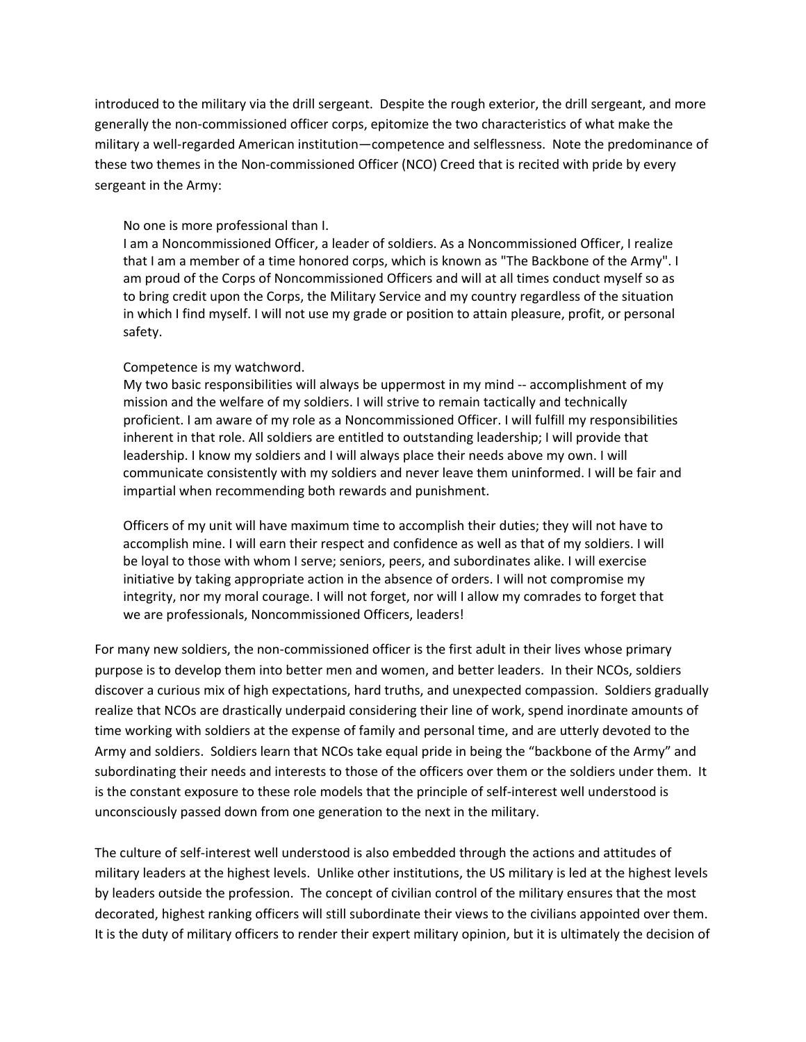introduced to the military via the drill sergeant. Despite the rough exterior, the drill sergeant, and more generally the non-commissioned officer corps, epitomize the two characteristics of what make the military a well-regarded American institution—competence and selflessness. Note the predominance of these two themes in the Non-commissioned Officer (NCO) Creed that is recited with pride by every sergeant in the Army:

> No one is more professional than I.
> I am a Noncommissioned Officer, a leader of soldiers. As a Noncommissioned Officer, I realize that I am a member of a time honored corps, which is known as "The Backbone of the Army". I am proud of the Corps of Noncommissioned Officers and will at all times conduct myself so as to bring credit upon the Corps, the Military Service and my country regardless of the situation in which I find myself. I will not use my grade or position to attain pleasure, profit, or personal safety.
>
> Competence is my watchword.
> My two basic responsibilities will always be uppermost in my mind -- accomplishment of my mission and the welfare of my soldiers. I will strive to remain tactically and technically proficient. I am aware of my role as a Noncommissioned Officer. I will fulfill my responsibilities inherent in that role. All soldiers are entitled to outstanding leadership; I will provide that leadership. I know my soldiers and I will always place their needs above my own. I will communicate consistently with my soldiers and never leave them uninformed. I will be fair and impartial when recommending both rewards and punishment.
>
> Officers of my unit will have maximum time to accomplish their duties; they will not have to accomplish mine. I will earn their respect and confidence as well as that of my soldiers. I will be loyal to those with whom I serve; seniors, peers, and subordinates alike. I will exercise initiative by taking appropriate action in the absence of orders. I will not compromise my integrity, nor my moral courage. I will not forget, nor will I allow my comrades to forget that we are professionals, Noncommissioned Officers, leaders!

For many new soldiers, the non-commissioned officer is the first adult in their lives whose primary purpose is to develop them into better men and women, and better leaders. In their NCOs, soldiers discover a curious mix of high expectations, hard truths, and unexpected compassion. Soldiers gradually realize that NCOs are drastically underpaid considering their line of work, spend inordinate amounts of time working with soldiers at the expense of family and personal time, and are utterly devoted to the Army and soldiers. Soldiers learn that NCOs take equal pride in being the "backbone of the Army" and subordinating their needs and interests to those of the officers over them or the soldiers under them. It is the constant exposure to these role models that the principle of self-interest well understood is unconsciously passed down from one generation to the next in the military.

The culture of self-interest well understood is also embedded through the actions and attitudes of military leaders at the highest levels. Unlike other institutions, the US military is led at the highest levels by leaders outside the profession. The concept of civilian control of the military ensures that the most decorated, highest ranking officers will still subordinate their views to the civilians appointed over them. It is the duty of military officers to render their expert military opinion, but it is ultimately the decision of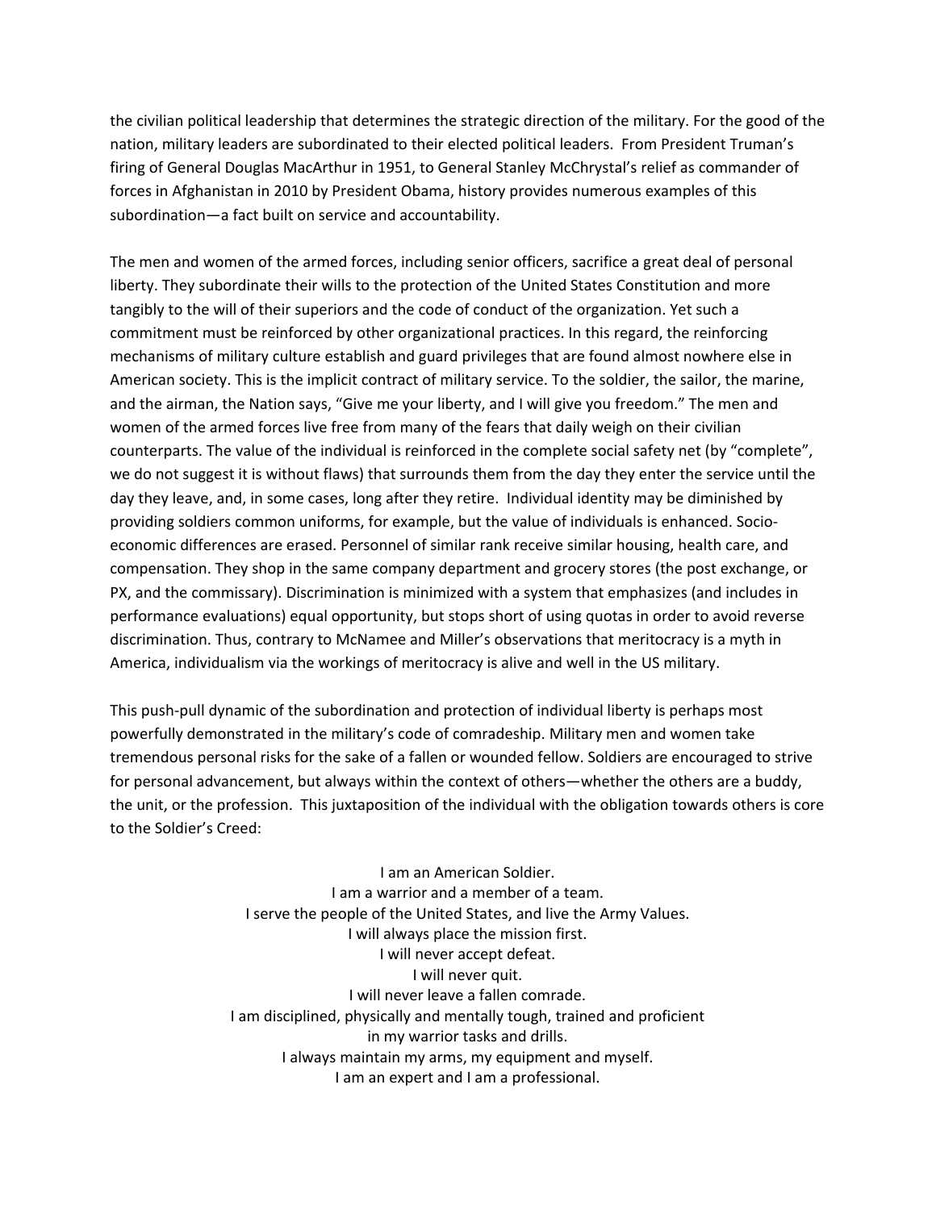the civilian political leadership that determines the strategic direction of the military. For the good of the nation, military leaders are subordinated to their elected political leaders. From President Truman's firing of General Douglas MacArthur in 1951, to General Stanley McChrystal's relief as commander of forces in Afghanistan in 2010 by President Obama, history provides numerous examples of this subordination—a fact built on service and accountability.

The men and women of the armed forces, including senior officers, sacrifice a great deal of personal liberty. They subordinate their wills to the protection of the United States Constitution and more tangibly to the will of their superiors and the code of conduct of the organization. Yet such a commitment must be reinforced by other organizational practices. In this regard, the reinforcing mechanisms of military culture establish and guard privileges that are found almost nowhere else in American society. This is the implicit contract of military service. To the soldier, the sailor, the marine, and the airman, the Nation says, "Give me your liberty, and I will give you freedom." The men and women of the armed forces live free from many of the fears that daily weigh on their civilian counterparts. The value of the individual is reinforced in the complete social safety net (by "complete", we do not suggest it is without flaws) that surrounds them from the day they enter the service until the day they leave, and, in some cases, long after they retire. Individual identity may be diminished by providing soldiers common uniforms, for example, but the value of individuals is enhanced. Socio-economic differences are erased. Personnel of similar rank receive similar housing, health care, and compensation. They shop in the same company department and grocery stores (the post exchange, or PX, and the commissary). Discrimination is minimized with a system that emphasizes (and includes in performance evaluations) equal opportunity, but stops short of using quotas in order to avoid reverse discrimination. Thus, contrary to McNamee and Miller's observations that meritocracy is a myth in America, individualism via the workings of meritocracy is alive and well in the US military.

This push-pull dynamic of the subordination and protection of individual liberty is perhaps most powerfully demonstrated in the military's code of comradeship. Military men and women take tremendous personal risks for the sake of a fallen or wounded fellow. Soldiers are encouraged to strive for personal advancement, but always within the context of others—whether the others are a buddy, the unit, or the profession. This juxtaposition of the individual with the obligation towards others is core to the Soldier's Creed:

> I am an American Soldier.
> I am a warrior and a member of a team.
> I serve the people of the United States, and live the Army Values.
> I will always place the mission first.
> I will never accept defeat.
> I will never quit.
> I will never leave a fallen comrade.
> I am disciplined, physically and mentally tough, trained and proficient in my warrior tasks and drills.
> I always maintain my arms, my equipment and myself.
> I am an expert and I am a professional.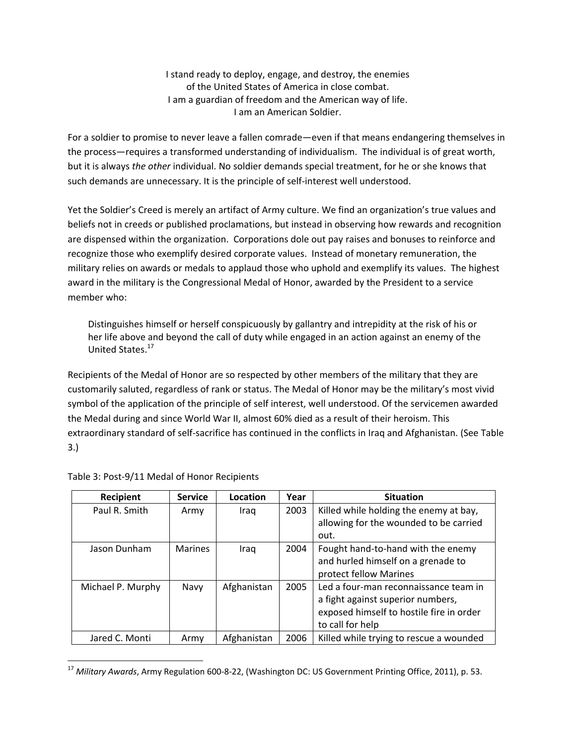I stand ready to deploy, engage, and destroy, the enemies
of the United States of America in close combat.
I am a guardian of freedom and the American way of life.
I am an American Soldier.

For a soldier to promise to never leave a fallen comrade—even if that means endangering themselves in the process—requires a transformed understanding of individualism. The individual is of great worth, but it is always *the other* individual. No soldier demands special treatment, for he or she knows that such demands are unnecessary. It is the principle of self-interest well understood.

Yet the Soldier's Creed is merely an artifact of Army culture. We find an organization's true values and beliefs not in creeds or published proclamations, but instead in observing how rewards and recognition are dispensed within the organization. Corporations dole out pay raises and bonuses to reinforce and recognize those who exemplify desired corporate values. Instead of monetary remuneration, the military relies on awards or medals to applaud those who uphold and exemplify its values. The highest award in the military is the Congressional Medal of Honor, awarded by the President to a service member who:

> Distinguishes himself or herself conspicuously by gallantry and intrepidity at the risk of his or her life above and beyond the call of duty while engaged in an action against an enemy of the United States.[17]

Recipients of the Medal of Honor are so respected by other members of the military that they are customarily saluted, regardless of rank or status. The Medal of Honor may be the military's most vivid symbol of the application of the principle of self interest, well understood. Of the servicemen awarded the Medal during and since World War II, almost 60% died as a result of their heroism. This extraordinary standard of self-sacrifice has continued in the conflicts in Iraq and Afghanistan. (See Table 3.)

Table 3: Post-9/11 Medal of Honor Recipients

| Recipient | Service | Location | Year | Situation |
|---|---|---|---|---|
| Paul R. Smith | Army | Iraq | 2003 | Killed while holding the enemy at bay, allowing for the wounded to be carried out. |
| Jason Dunham | Marines | Iraq | 2004 | Fought hand-to-hand with the enemy and hurled himself on a grenade to protect fellow Marines |
| Michael P. Murphy | Navy | Afghanistan | 2005 | Led a four-man reconnaissance team in a fight against superior numbers, exposed himself to hostile fire in order to call for help |
| Jared C. Monti | Army | Afghanistan | 2006 | Killed while trying to rescue a wounded |

[17] *Military Awards*, Army Regulation 600-8-22, (Washington DC: US Government Printing Office, 2011), p. 53.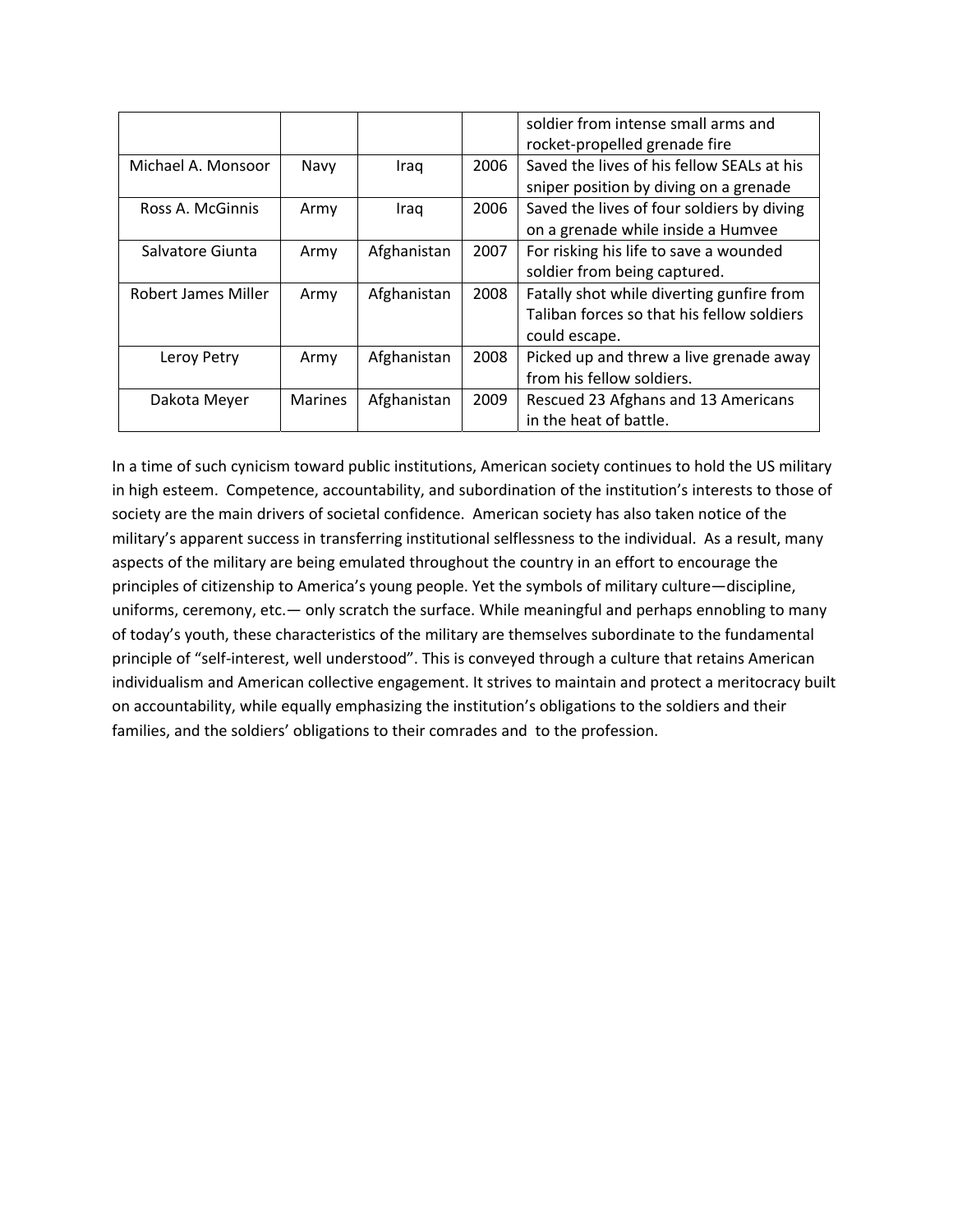| | | | | |
|---|---|---|---|---|
| | | | | soldier from intense small arms and rocket-propelled grenade fire |
| Michael A. Monsoor | Navy | Iraq | 2006 | Saved the lives of his fellow SEALs at his sniper position by diving on a grenade |
| Ross A. McGinnis | Army | Iraq | 2006 | Saved the lives of four soldiers by diving on a grenade while inside a Humvee |
| Salvatore Giunta | Army | Afghanistan | 2007 | For risking his life to save a wounded soldier from being captured. |
| Robert James Miller | Army | Afghanistan | 2008 | Fatally shot while diverting gunfire from Taliban forces so that his fellow soldiers could escape. |
| Leroy Petry | Army | Afghanistan | 2008 | Picked up and threw a live grenade away from his fellow soldiers. |
| Dakota Meyer | Marines | Afghanistan | 2009 | Rescued 23 Afghans and 13 Americans in the heat of battle. |

In a time of such cynicism toward public institutions, American society continues to hold the US military in high esteem. Competence, accountability, and subordination of the institution's interests to those of society are the main drivers of societal confidence. American society has also taken notice of the military's apparent success in transferring institutional selflessness to the individual. As a result, many aspects of the military are being emulated throughout the country in an effort to encourage the principles of citizenship to America's young people. Yet the symbols of military culture—discipline, uniforms, ceremony, etc.— only scratch the surface. While meaningful and perhaps ennobling to many of today's youth, these characteristics of the military are themselves subordinate to the fundamental principle of "self-interest, well understood". This is conveyed through a culture that retains American individualism and American collective engagement. It strives to maintain and protect a meritocracy built on accountability, while equally emphasizing the institution's obligations to the soldiers and their families, and the soldiers' obligations to their comrades and to the profession.